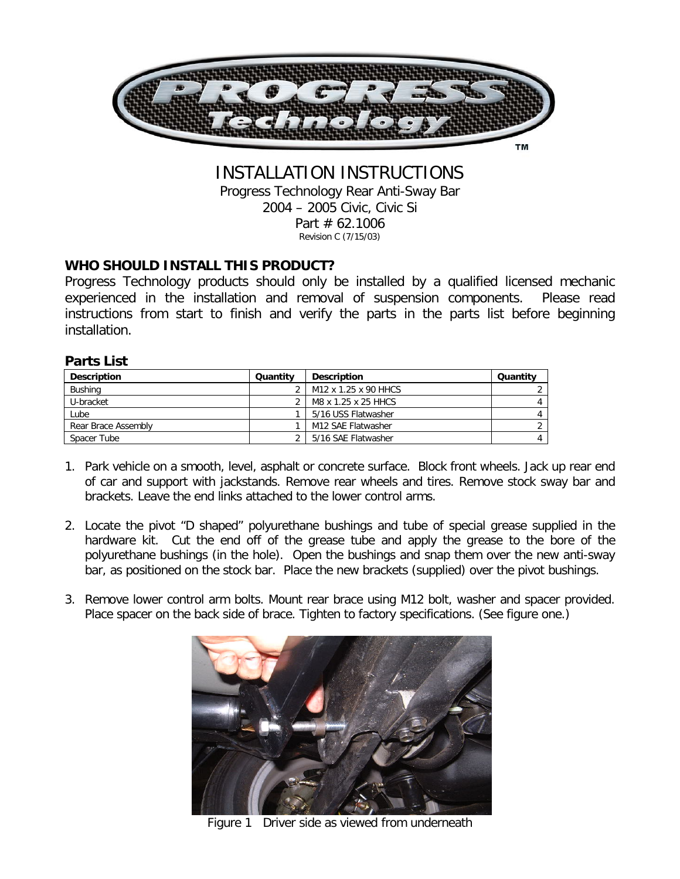# INSTALLATION INSTRUCTIONS

Progress Technology Rear Anti-Sway Bar
2004 – 2005 Civic, Civic Si
Part # 62.1006
Revision C (7/15/03)

## WHO SHOULD INSTALL THIS PRODUCT?

Progress Technology products should only be installed by a qualified licensed mechanic experienced in the installation and removal of suspension components. Please read instructions from start to finish and verify the parts in the parts list before beginning installation.

### Parts List

| Description | Quantity | Description | Quantity |
|---|---|---|---|
| Bushing | 2 | M12 x 1.25 x 90 HHCS | 2 |
| U-bracket | 2 | M8 x 1.25 x 25 HHCS | 4 |
| Lube | 1 | 5/16 USS Flatwasher | 4 |
| Rear Brace Assembly | 1 | M12 SAE Flatwasher | 2 |
| Spacer Tube | 2 | 5/16 SAE Flatwasher | 4 |

1. Park vehicle on a smooth, level, asphalt or concrete surface. Block front wheels. Jack up rear end of car and support with jackstands. Remove rear wheels and tires. Remove stock sway bar and brackets. Leave the end links attached to the lower control arms.

2. Locate the pivot "D shaped" polyurethane bushings and tube of special grease supplied in the hardware kit. Cut the end off of the grease tube and apply the grease to the bore of the polyurethane bushings (in the hole). Open the bushings and snap them over the new anti-sway bar, as positioned on the stock bar. Place the new brackets (supplied) over the pivot bushings.

3. Remove lower control arm bolts. Mount rear brace using M12 bolt, washer and spacer provided. Place spacer on the back side of brace. Tighten to factory specifications. (See figure one.)

Figure 1 Driver side as viewed from underneath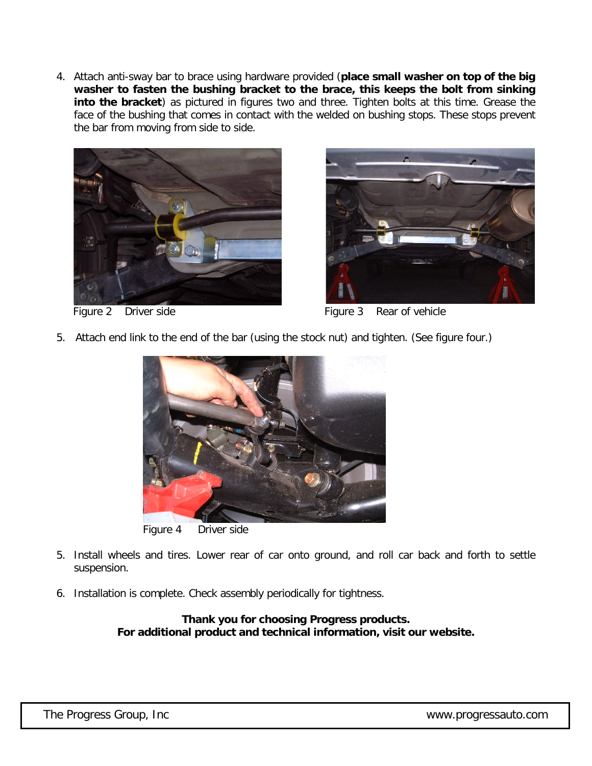4. Attach anti-sway bar to brace using hardware provided (**place small washer on top of the big washer to fasten the bushing bracket to the brace, this keeps the bolt from sinking into the bracket**) as pictured in figures two and three. Tighten bolts at this time. Grease the face of the bushing that comes in contact with the welded on bushing stops. These stops prevent the bar from moving from side to side.

Figure 2 Driver side

Figure 3 Rear of vehicle

5. Attach end link to the end of the bar (using the stock nut) and tighten. (See figure four.)

Figure 4 Driver side

5. Install wheels and tires. Lower rear of car onto ground, and roll car back and forth to settle suspension.

6. Installation is complete. Check assembly periodically for tightness.

**Thank you for choosing Progress products.**
**For additional product and technical information, visit our website.**

The Progress Group, Inc www.progressauto.com